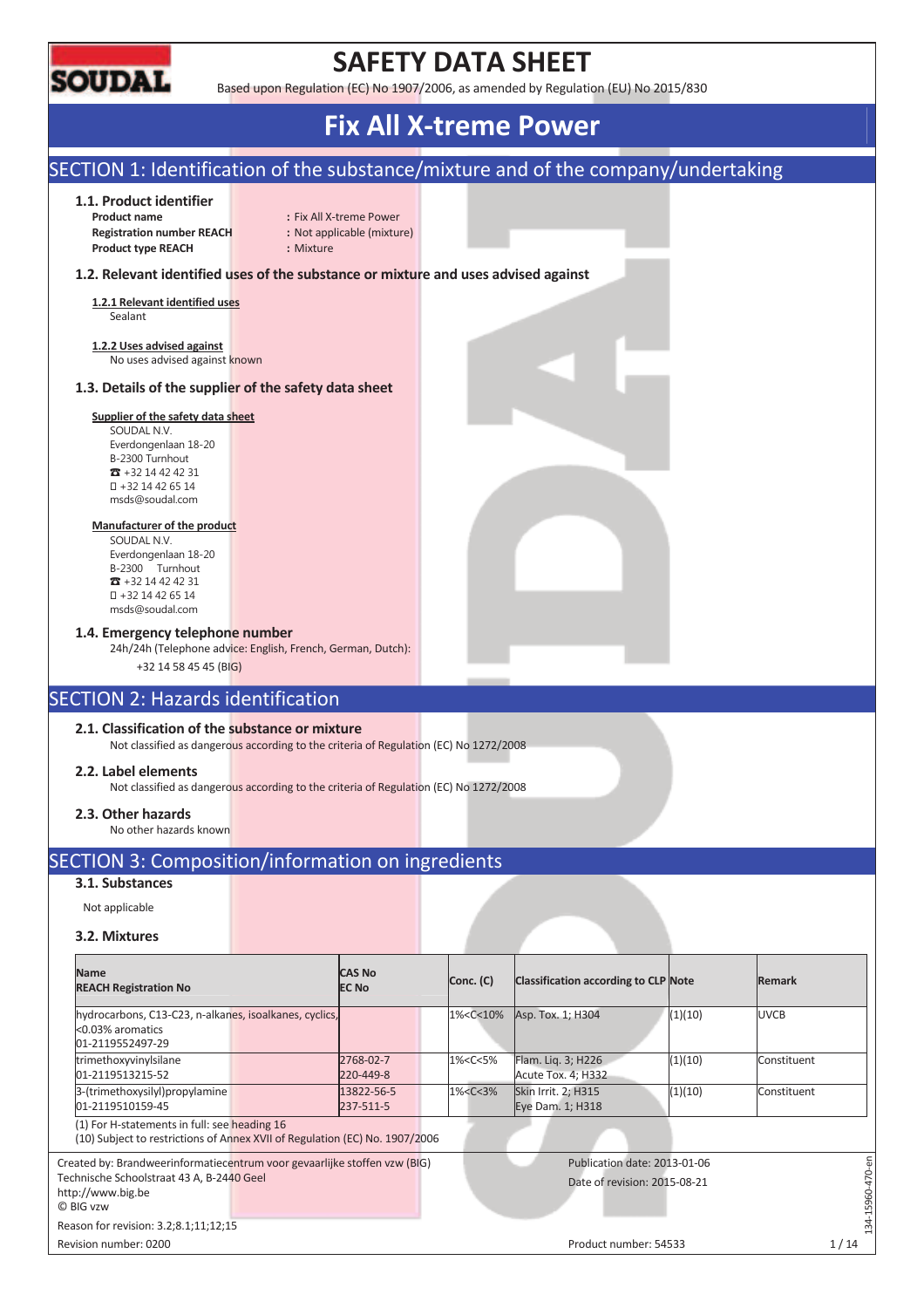# SAFETY DATA SHEET

Based upon Regulation (EC) No 1907/2006, as amended by Regulation (EU) No 2015/830

# Fix All X-treme Power

## SECTION 1: Identification of the substance/mixture and of the company/undertaking

### 1.1. Product identifier

**Product name** : Fix All X-treme Power
**Registration number REACH** : Not applicable (mixture)
**Product type REACH** : Mixture

### 1.2. Relevant identified uses of the substance or mixture and uses advised against

**1.2.1 Relevant identified uses**
Sealant

**1.2.2 Uses advised against**
No uses advised against known

### 1.3. Details of the supplier of the safety data sheet

**Supplier of the safety data sheet**
SOUDAL N.V.
Everdongenlaan 18-20
B-2300 Turnhout
☎ +32 14 42 42 31
+32 14 42 65 14
msds@soudal.com

**Manufacturer of the product**
SOUDAL N.V.
Everdongenlaan 18-20
B-2300 Turnhout
☎ +32 14 42 42 31
+32 14 42 65 14
msds@soudal.com

### 1.4. Emergency telephone number

24h/24h (Telephone advice: English, French, German, Dutch):
+32 14 58 45 45 (BIG)

## SECTION 2: Hazards identification

### 2.1. Classification of the substance or mixture

Not classified as dangerous according to the criteria of Regulation (EC) No 1272/2008

### 2.2. Label elements

Not classified as dangerous according to the criteria of Regulation (EC) No 1272/2008

### 2.3. Other hazards

No other hazards known

## SECTION 3: Composition/information on ingredients

### 3.1. Substances

Not applicable

### 3.2. Mixtures

| Name<br>REACH Registration No | CAS No<br>EC No | Conc. (C) | Classification according to CLP | Note | Remark |
|---|---|---|---|---|---|
| hydrocarbons, C13-C23, n-alkanes, isoalkanes, cyclics, <0.03% aromatics<br>01-2119552497-29 | | 1%<C<10% | Asp. Tox. 1; H304 | (1)(10) | UVCB |
| trimethoxyvinylsilane<br>01-2119513215-52 | 2768-02-7<br>220-449-8 | 1%<C<5% | Flam. Liq. 3; H226<br>Acute Tox. 4; H332 | (1)(10) | Constituent |
| 3-(trimethoxysilyl)propylamine<br>01-2119510159-45 | 13822-56-5<br>237-511-5 | 1%<C<3% | Skin Irrit. 2; H315<br>Eye Dam. 1; H318 | (1)(10) | Constituent |

(1) For H-statements in full: see heading 16
(10) Subject to restrictions of Annex XVII of Regulation (EC) No. 1907/2006

Created by: Brandweerinformatiecentrum voor gevaarlijke stoffen vzw (BIG)
Technische Schoolstraat 43 A, B-2440 Geel
http://www.big.be
© BIG vzw

Publication date: 2013-01-06
Date of revision: 2015-08-21

Reason for revision: 3.2;8.1;11;12;15
Revision number: 0200
Product number: 54533

134-15960-470-en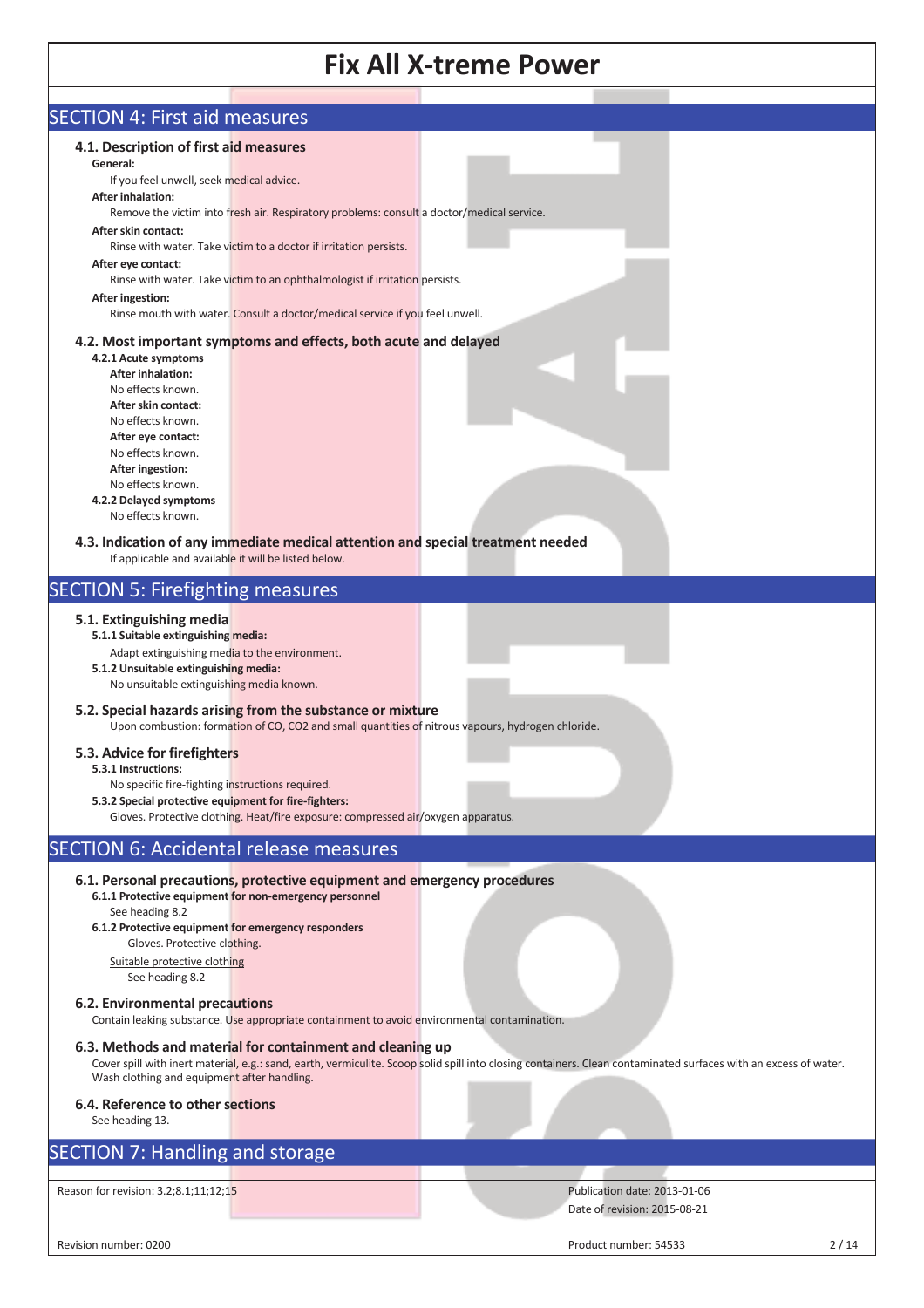## SECTION 4: First aid measures

### 4.1. Description of first aid measures

**General:**

If you feel unwell, seek medical advice.

**After inhalation:**

Remove the victim into fresh air. Respiratory problems: consult a doctor/medical service.

**After skin contact:**

Rinse with water. Take victim to a doctor if irritation persists.

**After eye contact:**

Rinse with water. Take victim to an ophthalmologist if irritation persists.

**After ingestion:**

Rinse mouth with water. Consult a doctor/medical service if you feel unwell.

### 4.2. Most important symptoms and effects, both acute and delayed

**4.2.1 Acute symptoms**

**After inhalation:**

No effects known.

**After skin contact:**

No effects known.

**After eye contact:**

No effects known.

**After ingestion:**

No effects known.

**4.2.2 Delayed symptoms**

No effects known.

### 4.3. Indication of any immediate medical attention and special treatment needed

If applicable and available it will be listed below.

## SECTION 5: Firefighting measures

### 5.1. Extinguishing media

**5.1.1 Suitable extinguishing media:**

Adapt extinguishing media to the environment.

**5.1.2 Unsuitable extinguishing media:**

No unsuitable extinguishing media known.

### 5.2. Special hazards arising from the substance or mixture

Upon combustion: formation of CO, CO2 and small quantities of nitrous vapours, hydrogen chloride.

### 5.3. Advice for firefighters

**5.3.1 Instructions:**

No specific fire-fighting instructions required.

**5.3.2 Special protective equipment for fire-fighters:**

Gloves. Protective clothing. Heat/fire exposure: compressed air/oxygen apparatus.

## SECTION 6: Accidental release measures

### 6.1. Personal precautions, protective equipment and emergency procedures

**6.1.1 Protective equipment for non-emergency personnel**

See heading 8.2

**6.1.2 Protective equipment for emergency responders**

Gloves. Protective clothing.

Suitable protective clothing

See heading 8.2

### 6.2. Environmental precautions

Contain leaking substance. Use appropriate containment to avoid environmental contamination.

### 6.3. Methods and material for containment and cleaning up

Cover spill with inert material, e.g.: sand, earth, vermiculite. Scoop solid spill into closing containers. Clean contaminated surfaces with an excess of water. Wash clothing and equipment after handling.

### 6.4. Reference to other sections

See heading 13.

## SECTION 7: Handling and storage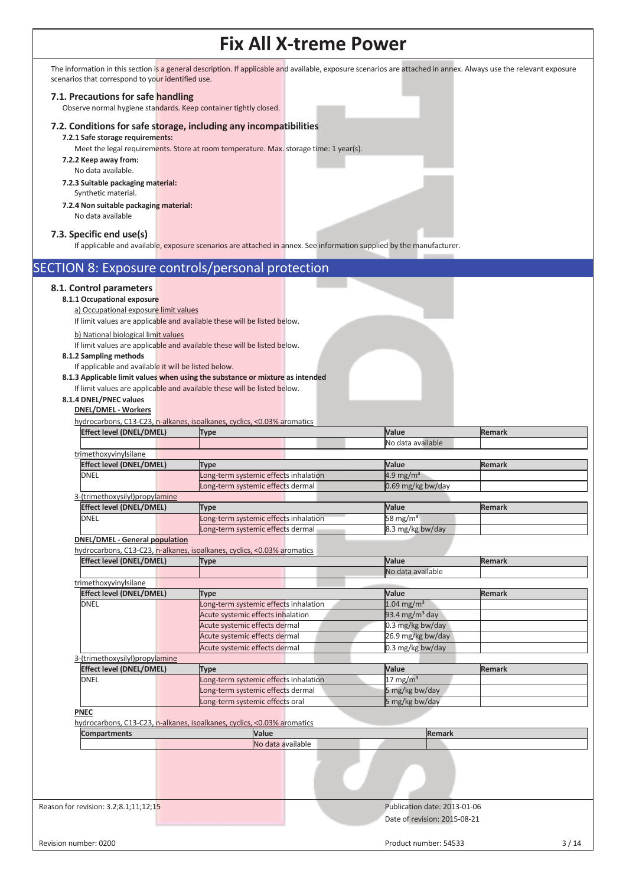# Fix All X-treme Power

The information in this section is a general description. If applicable and available, exposure scenarios are attached in annex. Always use the relevant exposure scenarios that correspond to your identified use.

### 7.1. Precautions for safe handling

Observe normal hygiene standards. Keep container tightly closed.

### 7.2. Conditions for safe storage, including any incompatibilities

**7.2.1 Safe storage requirements:**

Meet the legal requirements. Store at room temperature. Max. storage time: 1 year(s).

**7.2.2 Keep away from:**

No data available.

**7.2.3 Suitable packaging material:**

Synthetic material.

**7.2.4 Non suitable packaging material:**

No data available

### 7.3. Specific end use(s)

If applicable and available, exposure scenarios are attached in annex. See information supplied by the manufacturer.

## SECTION 8: Exposure controls/personal protection

### 8.1. Control parameters

**8.1.1 Occupational exposure**

a) Occupational exposure limit values

If limit values are applicable and available these will be listed below.

b) National biological limit values

If limit values are applicable and available these will be listed below.

**8.1.2 Sampling methods**

If applicable and available it will be listed below.

**8.1.3 Applicable limit values when using the substance or mixture as intended**

If limit values are applicable and available these will be listed below.

**8.1.4 DNEL/PNEC values**

**DNEL/DMEL - Workers**

hydrocarbons, C13-C23, n-alkanes, isoalkanes, cyclics, <0.03% aromatics

| Effect level (DNEL/DMEL) | Type | Value | Remark |
|---|---|---|---|
| | | No data available | |

trimethoxyvinylsilane

| Effect level (DNEL/DMEL) | Type | Value | Remark |
|---|---|---|---|
| DNEL | Long-term systemic effects inhalation | 4.9 mg/m³ | |
| | Long-term systemic effects dermal | 0.69 mg/kg bw/day | |

3-(trimethoxysilyl)propylamine

| Effect level (DNEL/DMEL) | Type | Value | Remark |
|---|---|---|---|
| DNEL | Long-term systemic effects inhalation | 58 mg/m³ | |
| | Long-term systemic effects dermal | 8.3 mg/kg bw/day | |

**DNEL/DMEL - General population**

hydrocarbons, C13-C23, n-alkanes, isoalkanes, cyclics, <0.03% aromatics

| Effect level (DNEL/DMEL) | Type | Value | Remark |
|---|---|---|---|
| | | No data available | |

trimethoxyvinylsilane

| Effect level (DNEL/DMEL) | Type | Value | Remark |
|---|---|---|---|
| DNEL | Long-term systemic effects inhalation | 1.04 mg/m³ | |
| | Acute systemic effects inhalation | 93.4 mg/m³ day | |
| | Acute systemic effects dermal | 0.3 mg/kg bw/day | |
| | Acute systemic effects dermal | 26.9 mg/kg bw/day | |
| | Acute systemic effects dermal | 0.3 mg/kg bw/day | |

3-(trimethoxysilyl)propylamine

| Effect level (DNEL/DMEL) | Type | Value | Remark |
|---|---|---|---|
| DNEL | Long-term systemic effects inhalation | 17 mg/m³ | |
| | Long-term systemic effects dermal | 5 mg/kg bw/day | |
| | Long-term systemic effects oral | 5 mg/kg bw/day | |

**PNEC**

hydrocarbons, C13-C23, n-alkanes, isoalkanes, cyclics, <0.03% aromatics

| Compartments | Value | Remark |
|---|---|---|
| | No data available | |

Reason for revision: 3.2;8.1;11;12;15

Publication date: 2013-01-06

Date of revision: 2015-08-21

Revision number: 0200

Product number: 54533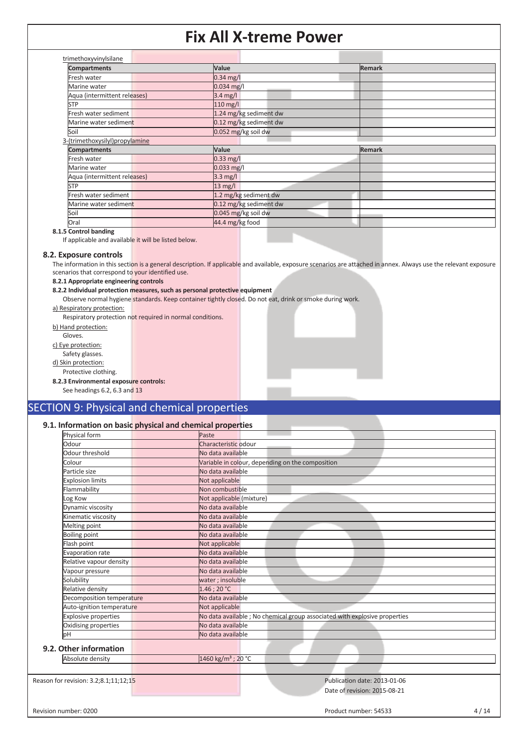trimethoxyvinylsilane

| Compartments | Value | Remark |
|---|---|---|
| Fresh water | 0.34 mg/l | |
| Marine water | 0.034 mg/l | |
| Aqua (intermittent releases) | 3.4 mg/l | |
| STP | 110 mg/l | |
| Fresh water sediment | 1.24 mg/kg sediment dw | |
| Marine water sediment | 0.12 mg/kg sediment dw | |
| Soil | 0.052 mg/kg soil dw | |

3-(trimethoxysilyl)propylamine

| Compartments | Value | Remark |
|---|---|---|
| Fresh water | 0.33 mg/l | |
| Marine water | 0.033 mg/l | |
| Aqua (intermittent releases) | 3.3 mg/l | |
| STP | 13 mg/l | |
| Fresh water sediment | 1.2 mg/kg sediment dw | |
| Marine water sediment | 0.12 mg/kg sediment dw | |
| Soil | 0.045 mg/kg soil dw | |
| Oral | 44.4 mg/kg food | |

#### 8.1.5 Control banding

If applicable and available it will be listed below.

### 8.2. Exposure controls

The information in this section is a general description. If applicable and available, exposure scenarios are attached in annex. Always use the relevant exposure scenarios that correspond to your identified use.

#### 8.2.1 Appropriate engineering controls

#### 8.2.2 Individual protection measures, such as personal protective equipment

Observe normal hygiene standards. Keep container tightly closed. Do not eat, drink or smoke during work.

a) Respiratory protection:

Respiratory protection not required in normal conditions.

b) Hand protection:

Gloves.

c) Eye protection:

Safety glasses.

d) Skin protection:

Protective clothing.

#### 8.2.3 Environmental exposure controls:

See headings 6.2, 6.3 and 13

## SECTION 9: Physical and chemical properties

### 9.1. Information on basic physical and chemical properties

| Property | Value |
|---|---|
| Physical form | Paste |
| Odour | Characteristic odour |
| Odour threshold | No data available |
| Colour | Variable in colour, depending on the composition |
| Particle size | No data available |
| Explosion limits | Not applicable |
| Flammability | Non combustible |
| Log Kow | Not applicable (mixture) |
| Dynamic viscosity | No data available |
| Kinematic viscosity | No data available |
| Melting point | No data available |
| Boiling point | No data available |
| Flash point | Not applicable |
| Evaporation rate | No data available |
| Relative vapour density | No data available |
| Vapour pressure | No data available |
| Solubility | water ; insoluble |
| Relative density | 1.46 ; 20 °C |
| Decomposition temperature | No data available |
| Auto-ignition temperature | Not applicable |
| Explosive properties | No data available ; No chemical group associated with explosive properties |
| Oxidising properties | No data available |
| pH | No data available |

### 9.2. Other information

| Property | Value |
|---|---|
| Absolute density | 1460 kg/m³ ; 20 °C |

Reason for revision: 3.2;8.1;11;12;15

Publication date: 2013-01-06

Date of revision: 2015-08-21

Revision number: 0200

Product number: 54533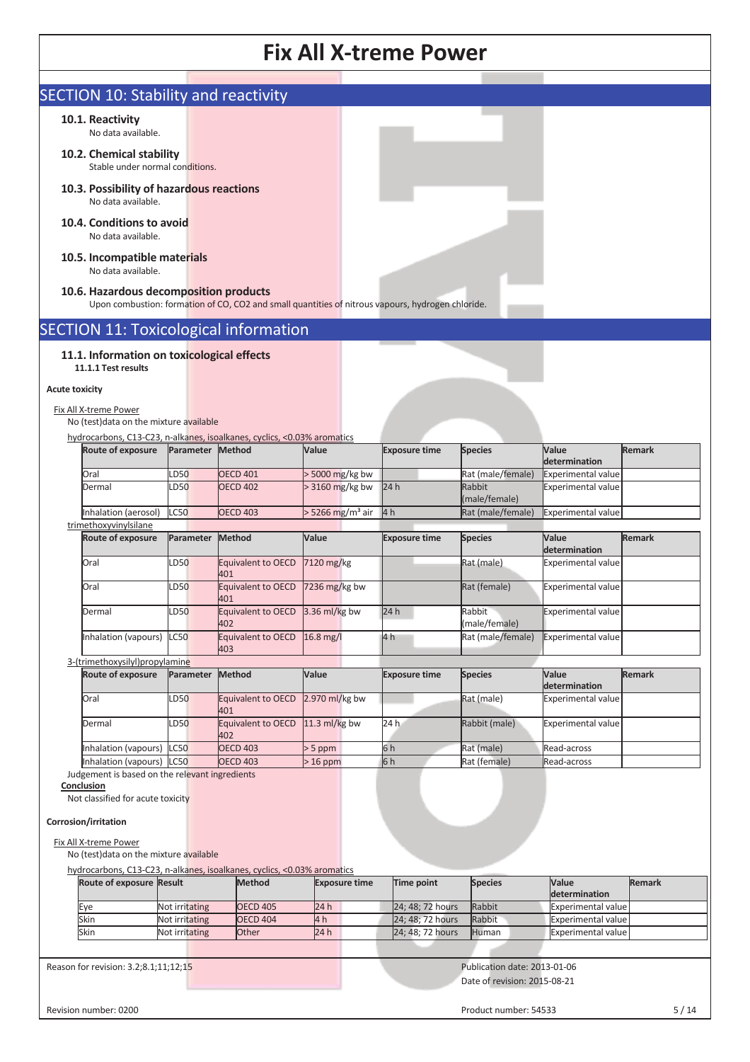## SECTION 10: Stability and reactivity

### 10.1. Reactivity

No data available.

### 10.2. Chemical stability

Stable under normal conditions.

### 10.3. Possibility of hazardous reactions

No data available.

### 10.4. Conditions to avoid

No data available.

### 10.5. Incompatible materials

No data available.

### 10.6. Hazardous decomposition products

Upon combustion: formation of CO, CO2 and small quantities of nitrous vapours, hydrogen chloride.

## SECTION 11: Toxicological information

### 11.1. Information on toxicological effects

**11.1.1 Test results**

**Acute toxicity**

Fix All X-treme Power

No (test)data on the mixture available

hydrocarbons, C13-C23, n-alkanes, isoalkanes, cyclics, <0.03% aromatics

| Route of exposure | Parameter | Method | Value | Exposure time | Species | Value determination | Remark |
|---|---|---|---|---|---|---|---|
| Oral | LD50 | OECD 401 | > 5000 mg/kg bw | | Rat (male/female) | Experimental value | |
| Dermal | LD50 | OECD 402 | > 3160 mg/kg bw | 24 h | Rabbit (male/female) | Experimental value | |
| Inhalation (aerosol) | LC50 | OECD 403 | > 5266 mg/m³ air | 4 h | Rat (male/female) | Experimental value | |

trimethoxyvinylsilane

| Route of exposure | Parameter | Method | Value | Exposure time | Species | Value determination | Remark |
|---|---|---|---|---|---|---|---|
| Oral | LD50 | Equivalent to OECD 401 | 7120 mg/kg | | Rat (male) | Experimental value | |
| Oral | LD50 | Equivalent to OECD 401 | 7236 mg/kg bw | | Rat (female) | Experimental value | |
| Dermal | LD50 | Equivalent to OECD 402 | 3.36 ml/kg bw | 24 h | Rabbit (male/female) | Experimental value | |
| Inhalation (vapours) | LC50 | Equivalent to OECD 403 | 16.8 mg/l | 4 h | Rat (male/female) | Experimental value | |

3-(trimethoxysilyl)propylamine

| Route of exposure | Parameter | Method | Value | Exposure time | Species | Value determination | Remark |
|---|---|---|---|---|---|---|---|
| Oral | LD50 | Equivalent to OECD 401 | 2.970 ml/kg bw | | Rat (male) | Experimental value | |
| Dermal | LD50 | Equivalent to OECD 402 | 11.3 ml/kg bw | 24 h | Rabbit (male) | Experimental value | |
| Inhalation (vapours) | LC50 | OECD 403 | > 5 ppm | 6 h | Rat (male) | Read-across | |
| Inhalation (vapours) | LC50 | OECD 403 | > 16 ppm | 6 h | Rat (female) | Read-across | |

Judgement is based on the relevant ingredients

**Conclusion**

Not classified for acute toxicity

**Corrosion/irritation**

Fix All X-treme Power

No (test)data on the mixture available

hydrocarbons, C13-C23, n-alkanes, isoalkanes, cyclics, <0.03% aromatics

| Route of exposure | Result | Method | Exposure time | Time point | Species | Value determination | Remark |
|---|---|---|---|---|---|---|---|
| Eye | Not irritating | OECD 405 | 24 h | 24; 48; 72 hours | Rabbit | Experimental value | |
| Skin | Not irritating | OECD 404 | 4 h | 24; 48; 72 hours | Rabbit | Experimental value | |
| Skin | Not irritating | Other | 24 h | 24; 48; 72 hours | Human | Experimental value | |

Reason for revision: 3.2;8.1;11;12;15

Publication date: 2013-01-06

Date of revision: 2015-08-21

Revision number: 0200

Product number: 54533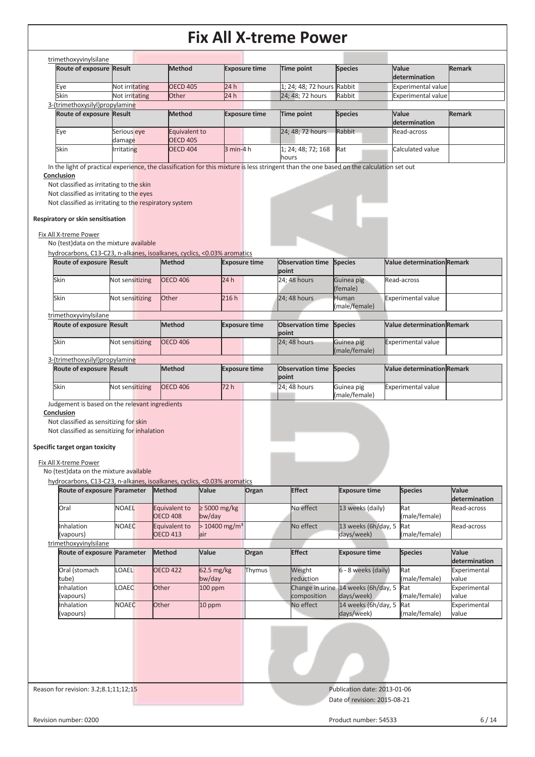trimethoxyvinylsilane

| Route of exposure | Result | Method | Exposure time | Time point | Species | Value determination | Remark |
|---|---|---|---|---|---|---|---|
| Eye | Not irritating | OECD 405 | 24 h | 1; 24; 48; 72 hours | Rabbit | Experimental value | |
| Skin | Not irritating | Other | 24 h | 24; 48; 72 hours | Rabbit | Experimental value | |

3-(trimethoxysilyl)propylamine

| Route of exposure | Result | Method | Exposure time | Time point | Species | Value determination | Remark |
|---|---|---|---|---|---|---|---|
| Eye | Serious eye damage | Equivalent to OECD 405 | | 24; 48; 72 hours | Rabbit | Read-across | |
| Skin | Irritating | OECD 404 | 3 min-4 h | 1; 24; 48; 72; 168 hours | Rat | Calculated value | |

In the light of practical experience, the classification for this mixture is less stringent than the one based on the calculation set out

**Conclusion**

Not classified as irritating to the skin

Not classified as irritating to the eyes

Not classified as irritating to the respiratory system

**Respiratory or skin sensitisation**

Fix All X-treme Power

No (test)data on the mixture available

hydrocarbons, C13-C23, n-alkanes, isoalkanes, cyclics, <0.03% aromatics

| Route of exposure | Result | Method | Exposure time | Observation time point | Species | Value determination | Remark |
|---|---|---|---|---|---|---|---|
| Skin | Not sensitizing | OECD 406 | 24 h | 24; 48 hours | Guinea pig (female) | Read-across | |
| Skin | Not sensitizing | Other | 216 h | 24; 48 hours | Human (male/female) | Experimental value | |

trimethoxyvinylsilane

| Route of exposure | Result | Method | Exposure time | Observation time point | Species | Value determination | Remark |
|---|---|---|---|---|---|---|---|
| Skin | Not sensitizing | OECD 406 | | 24; 48 hours | Guinea pig (male/female) | Experimental value | |

3-(trimethoxysilyl)propylamine

| Route of exposure | Result | Method | Exposure time | Observation time point | Species | Value determination | Remark |
|---|---|---|---|---|---|---|---|
| Skin | Not sensitizing | OECD 406 | 72 h | 24; 48 hours | Guinea pig (male/female) | Experimental value | |

Judgement is based on the relevant ingredients

**Conclusion**

Not classified as sensitizing for skin

Not classified as sensitizing for inhalation

**Specific target organ toxicity**

Fix All X-treme Power

No (test)data on the mixture available

hydrocarbons, C13-C23, n-alkanes, isoalkanes, cyclics, <0.03% aromatics

| Route of exposure | Parameter | Method | Value | Organ | Effect | Exposure time | Species | Value determination |
|---|---|---|---|---|---|---|---|---|
| Oral | NOAEL | Equivalent to OECD 408 | ≥ 5000 mg/kg bw/day | | No effect | 13 weeks (daily) | Rat (male/female) | Read-across |
| Inhalation (vapours) | NOAEC | Equivalent to OECD 413 | > 10400 mg/m³ air | | No effect | 13 weeks (6h/day, 5 days/week) | Rat (male/female) | Read-across |

trimethoxyvinylsilane

| Route of exposure | Parameter | Method | Value | Organ | Effect | Exposure time | Species | Value determination |
|---|---|---|---|---|---|---|---|---|
| Oral (stomach tube) | LOAEL | OECD 422 | 62.5 mg/kg bw/day | Thymus | Weight reduction | 6 - 8 weeks (daily) | Rat (male/female) | Experimental value |
| Inhalation (vapours) | LOAEC | Other | 100 ppm | | Change in urine composition | 14 weeks (6h/day, 5 days/week) | Rat (male/female) | Experimental value |
| Inhalation (vapours) | NOAEC | Other | 10 ppm | | No effect | 14 weeks (6h/day, 5 days/week) | Rat (male/female) | Experimental value |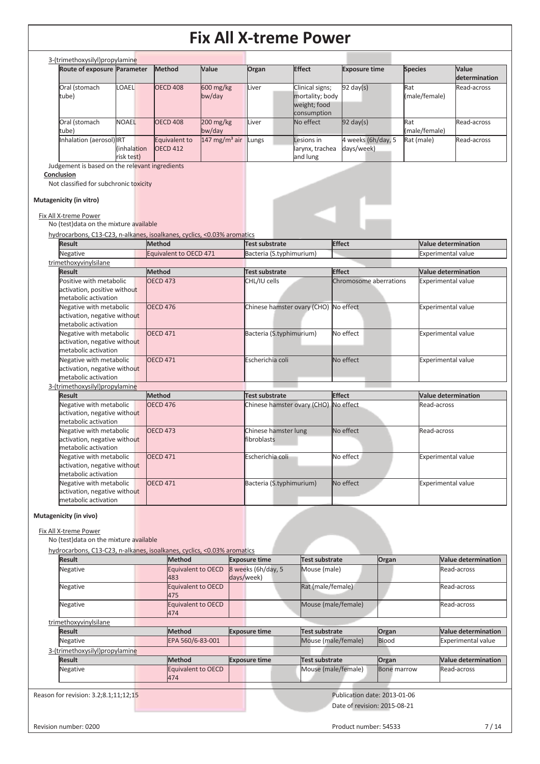3-(trimethoxysilyl)propylamine

| Route of exposure | Parameter | Method | Value | Organ | Effect | Exposure time | Species | Value determination |
|---|---|---|---|---|---|---|---|---|
| Oral (stomach tube) | LOAEL | OECD 408 | 600 mg/kg bw/day | Liver | Clinical signs; mortality; body weight; food consumption | 92 day(s) | Rat (male/female) | Read-across |
| Oral (stomach tube) | NOAEL | OECD 408 | 200 mg/kg bw/day | Liver | No effect | 92 day(s) | Rat (male/female) | Read-across |
| Inhalation (aerosol) | IRT (inhalation risk test) | Equivalent to OECD 412 | 147 mg/m³ air | Lungs | Lesions in larynx, trachea and lung | 4 weeks (6h/day, 5 days/week) | Rat (male) | Read-across |

Judgement is based on the relevant ingredients

**Conclusion**

Not classified for subchronic toxicity

**Mutagenicity (in vitro)**

Fix All X-treme Power

No (test)data on the mixture available

hydrocarbons, C13-C23, n-alkanes, isoalkanes, cyclics, <0.03% aromatics

| Result | Method | Test substrate | Effect | Value determination |
|---|---|---|---|---|
| Negative | Equivalent to OECD 471 | Bacteria (S.typhimurium) | | Experimental value |

trimethoxyvinylsilane

| Result | Method | Test substrate | Effect | Value determination |
|---|---|---|---|---|
| Positive with metabolic activation, positive without metabolic activation | OECD 473 | CHL/IU cells | Chromosome aberrations | Experimental value |
| Negative with metabolic activation, negative without metabolic activation | OECD 476 | Chinese hamster ovary (CHO) | No effect | Experimental value |
| Negative with metabolic activation, negative without metabolic activation | OECD 471 | Bacteria (S.typhimurium) | No effect | Experimental value |
| Negative with metabolic activation, negative without metabolic activation | OECD 471 | Escherichia coli | No effect | Experimental value |

3-(trimethoxysilyl)propylamine

| Result | Method | Test substrate | Effect | Value determination |
|---|---|---|---|---|
| Negative with metabolic activation, negative without metabolic activation | OECD 476 | Chinese hamster ovary (CHO) | No effect | Read-across |
| Negative with metabolic activation, negative without metabolic activation | OECD 473 | Chinese hamster lung fibroblasts | No effect | Read-across |
| Negative with metabolic activation, negative without metabolic activation | OECD 471 | Escherichia coli | No effect | Experimental value |
| Negative with metabolic activation, negative without metabolic activation | OECD 471 | Bacteria (S.typhimurium) | No effect | Experimental value |

**Mutagenicity (in vivo)**

Fix All X-treme Power

No (test)data on the mixture available

hydrocarbons, C13-C23, n-alkanes, isoalkanes, cyclics, <0.03% aromatics

| Result | Method | Exposure time | Test substrate | Organ | Value determination |
|---|---|---|---|---|---|
| Negative | Equivalent to OECD 483 | 8 weeks (6h/day, 5 days/week) | Mouse (male) | | Read-across |
| Negative | Equivalent to OECD 475 | | Rat (male/female) | | Read-across |
| Negative | Equivalent to OECD 474 | | Mouse (male/female) | | Read-across |

trimethoxyvinylsilane

| Result | Method | Exposure time | Test substrate | Organ | Value determination |
|---|---|---|---|---|---|
| Negative | EPA 560/6-83-001 | | Mouse (male/female) | Blood | Experimental value |

3-(trimethoxysilyl)propylamine

| Result | Method | Exposure time | Test substrate | Organ | Value determination |
|---|---|---|---|---|---|
| Negative | Equivalent to OECD 474 | | Mouse (male/female) | Bone marrow | Read-across |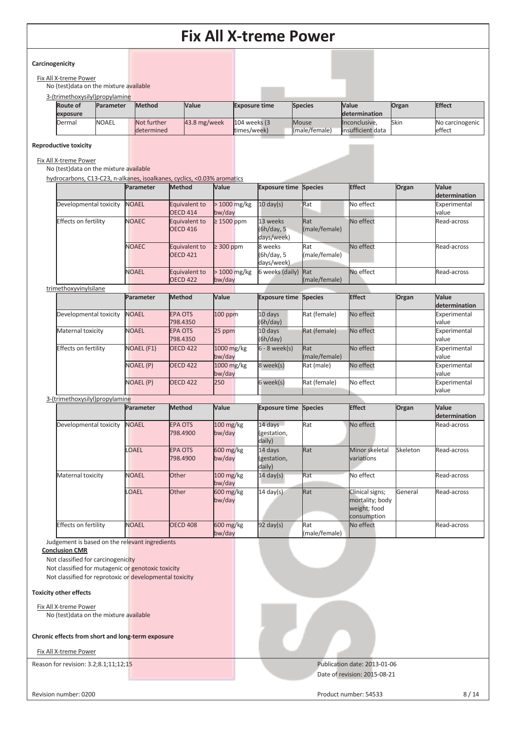**Carcinogenicity**

Fix All X-treme Power

No (test)data on the mixture available

3-(trimethoxysilyl)propylamine

| Route of exposure | Parameter | Method | Value | Exposure time | Species | Value determination | Organ | Effect |
|---|---|---|---|---|---|---|---|---|
| Dermal | NOAEL | Not further determined | 43.8 mg/week | 104 weeks (3 times/week) | Mouse (male/female) | Inconclusive, insufficient data | Skin | No carcinogenic effect |

**Reproductive toxicity**

Fix All X-treme Power

No (test)data on the mixture available

hydrocarbons, C13-C23, n-alkanes, isoalkanes, cyclics, <0.03% aromatics

| | Parameter | Method | Value | Exposure time | Species | Effect | Organ | Value determination |
|---|---|---|---|---|---|---|---|---|
| Developmental toxicity | NOAEL | Equivalent to OECD 414 | > 1000 mg/kg bw/day | 10 day(s) | Rat | No effect | | Experimental value |
| Effects on fertility | NOAEC | Equivalent to OECD 416 | ≥ 1500 ppm | 13 weeks (6h/day, 5 days/week) | Rat (male/female) | No effect | | Read-across |
| | NOAEC | Equivalent to OECD 421 | ≥ 300 ppm | 8 weeks (6h/day, 5 days/week) | Rat (male/female) | No effect | | Read-across |
| | NOAEL | Equivalent to OECD 422 | > 1000 mg/kg bw/day | 6 weeks (daily) | Rat (male/female) | No effect | | Read-across |

trimethoxyvinylsilane

| | Parameter | Method | Value | Exposure time | Species | Effect | Organ | Value determination |
|---|---|---|---|---|---|---|---|---|
| Developmental toxicity | NOAEL | EPA OTS 798.4350 | 100 ppm | 10 days (6h/day) | Rat (female) | No effect | | Experimental value |
| Maternal toxicity | NOAEL | EPA OTS 798.4350 | 25 ppm | 10 days (6h/day) | Rat (female) | No effect | | Experimental value |
| Effects on fertility | NOAEL (F1) | OECD 422 | 1000 mg/kg bw/day | 6 - 8 week(s) | Rat (male/female) | No effect | | Experimental value |
| | NOAEL (P) | OECD 422 | 1000 mg/kg bw/day | 8 week(s) | Rat (male) | No effect | | Experimental value |
| | NOAEL (P) | OECD 422 | 250 | 6 week(s) | Rat (female) | No effect | | Experimental value |

3-(trimethoxysilyl)propylamine

| | Parameter | Method | Value | Exposure time | Species | Effect | Organ | Value determination |
|---|---|---|---|---|---|---|---|---|
| Developmental toxicity | NOAEL | EPA OTS 798.4900 | 100 mg/kg bw/day | 14 days (gestation, daily) | Rat | No effect | | Read-across |
| | LOAEL | EPA OTS 798.4900 | 600 mg/kg bw/day | 14 days (gestation, daily) | Rat | Minor skeletal variations | Skeleton | Read-across |
| Maternal toxicity | NOAEL | Other | 100 mg/kg bw/day | 14 day(s) | Rat | No effect | | Read-across |
| | LOAEL | Other | 600 mg/kg bw/day | 14 day(s) | Rat | Clinical signs; mortality; body weight; food consumption | General | Read-across |
| Effects on fertility | NOAEL | OECD 408 | 600 mg/kg bw/day | 92 day(s) | Rat (male/female) | No effect | | Read-across |

Judgement is based on the relevant ingredients

**Conclusion CMR**

Not classified for carcinogenicity

Not classified for mutagenic or genotoxic toxicity

Not classified for reprotoxic or developmental toxicity

**Toxicity other effects**

Fix All X-treme Power

No (test)data on the mixture available

**Chronic effects from short and long-term exposure**

Fix All X-treme Power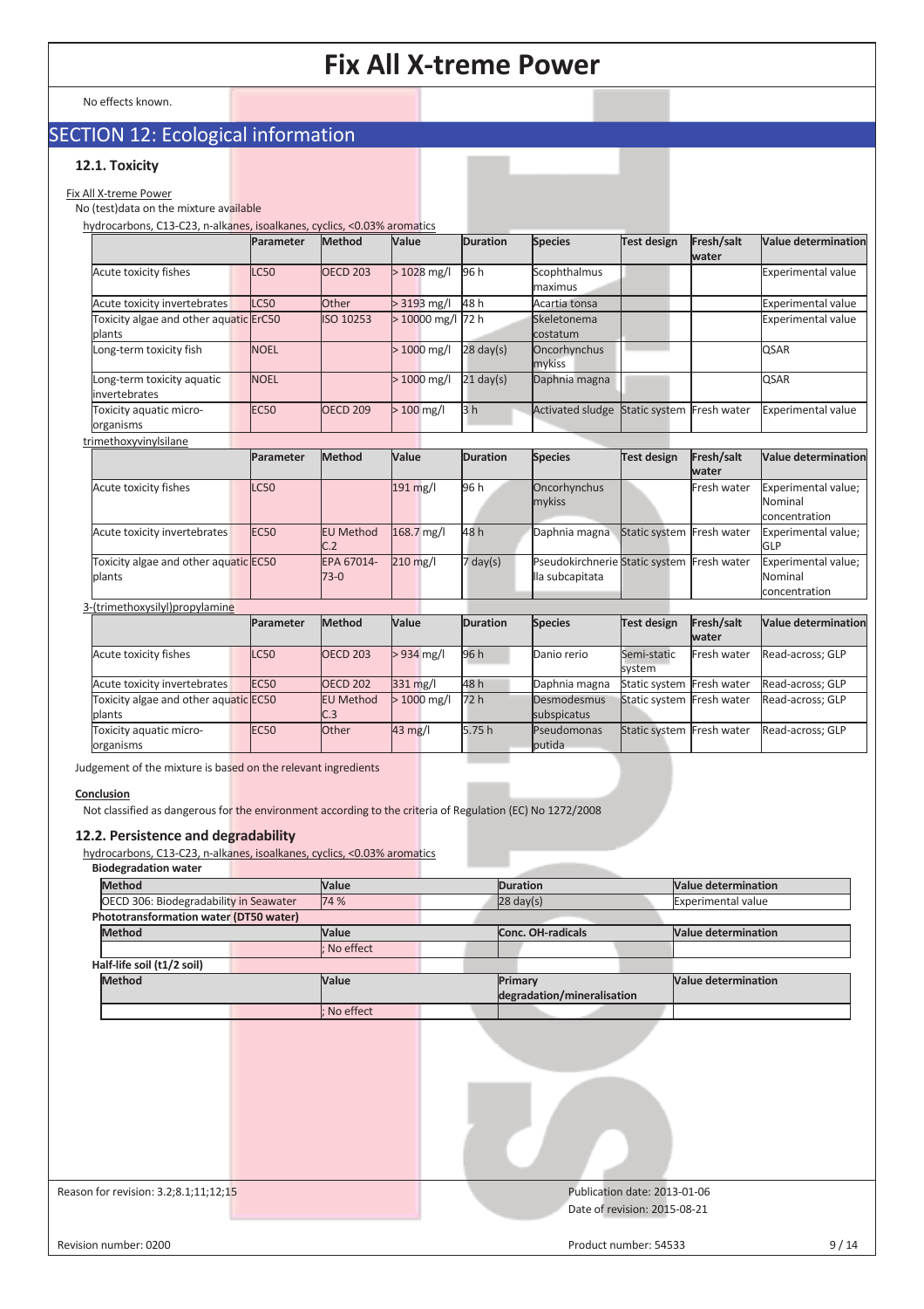No effects known.

## SECTION 12: Ecological information

### 12.1. Toxicity

Fix All X-treme Power

No (test)data on the mixture available

hydrocarbons, C13-C23, n-alkanes, isoalkanes, cyclics, <0.03% aromatics

| | Parameter | Method | Value | Duration | Species | Test design | Fresh/salt water | Value determination |
|---|---|---|---|---|---|---|---|---|
| Acute toxicity fishes | LC50 | OECD 203 | > 1028 mg/l | 96 h | Scophthalmus maximus | | | Experimental value |
| Acute toxicity invertebrates | LC50 | Other | > 3193 mg/l | 48 h | Acartia tonsa | | | Experimental value |
| Toxicity algae and other aquatic plants | ErC50 | ISO 10253 | > 10000 mg/l | 72 h | Skeletonema costatum | | | Experimental value |
| Long-term toxicity fish | NOEL | | > 1000 mg/l | 28 day(s) | Oncorhynchus mykiss | | | QSAR |
| Long-term toxicity aquatic invertebrates | NOEL | | > 1000 mg/l | 21 day(s) | Daphnia magna | | | QSAR |
| Toxicity aquatic micro-organisms | EC50 | OECD 209 | > 100 mg/l | 3 h | Activated sludge | Static system | Fresh water | Experimental value |

trimethoxyvinylsilane

| | Parameter | Method | Value | Duration | Species | Test design | Fresh/salt water | Value determination |
|---|---|---|---|---|---|---|---|---|
| Acute toxicity fishes | LC50 | | 191 mg/l | 96 h | Oncorhynchus mykiss | | Fresh water | Experimental value; Nominal concentration |
| Acute toxicity invertebrates | EC50 | EU Method C.2 | 168.7 mg/l | 48 h | Daphnia magna | Static system | Fresh water | Experimental value; GLP |
| Toxicity algae and other aquatic plants | EC50 | EPA 67014-73-0 | 210 mg/l | 7 day(s) | Pseudokirchnerie lla subcapitata | Static system | Fresh water | Experimental value; Nominal concentration |

3-(trimethoxysilyl)propylamine

| | Parameter | Method | Value | Duration | Species | Test design | Fresh/salt water | Value determination |
|---|---|---|---|---|---|---|---|---|
| Acute toxicity fishes | LC50 | OECD 203 | > 934 mg/l | 96 h | Danio rerio | Semi-static system | Fresh water | Read-across; GLP |
| Acute toxicity invertebrates | EC50 | OECD 202 | 331 mg/l | 48 h | Daphnia magna | Static system | Fresh water | Read-across; GLP |
| Toxicity algae and other aquatic plants | EC50 | EU Method C.3 | > 1000 mg/l | 72 h | Desmodesmus subspicatus | Static system | Fresh water | Read-across; GLP |
| Toxicity aquatic micro-organisms | EC50 | Other | 43 mg/l | 5.75 h | Pseudomonas putida | Static system | Fresh water | Read-across; GLP |

Judgement of the mixture is based on the relevant ingredients

**Conclusion**

Not classified as dangerous for the environment according to the criteria of Regulation (EC) No 1272/2008

### 12.2. Persistence and degradability

hydrocarbons, C13-C23, n-alkanes, isoalkanes, cyclics, <0.03% aromatics

**Biodegradation water**

| Method | Value | Duration | Value determination |
|---|---|---|---|
| OECD 306: Biodegradability in Seawater | 74 % | 28 day(s) | Experimental value |

**Phototransformation water (DT50 water)**

| Method | Value | Conc. OH-radicals | Value determination |
|---|---|---|---|
| | ; No effect | | |

**Half-life soil (t1/2 soil)**

| Method | Value | Primary degradation/mineralisation | Value determination |
|---|---|---|---|
| | ; No effect | | |

Reason for revision: 3.2;8.1;11;12;15

Publication date: 2013-01-06

Date of revision: 2015-08-21

Revision number: 0200

Product number: 54533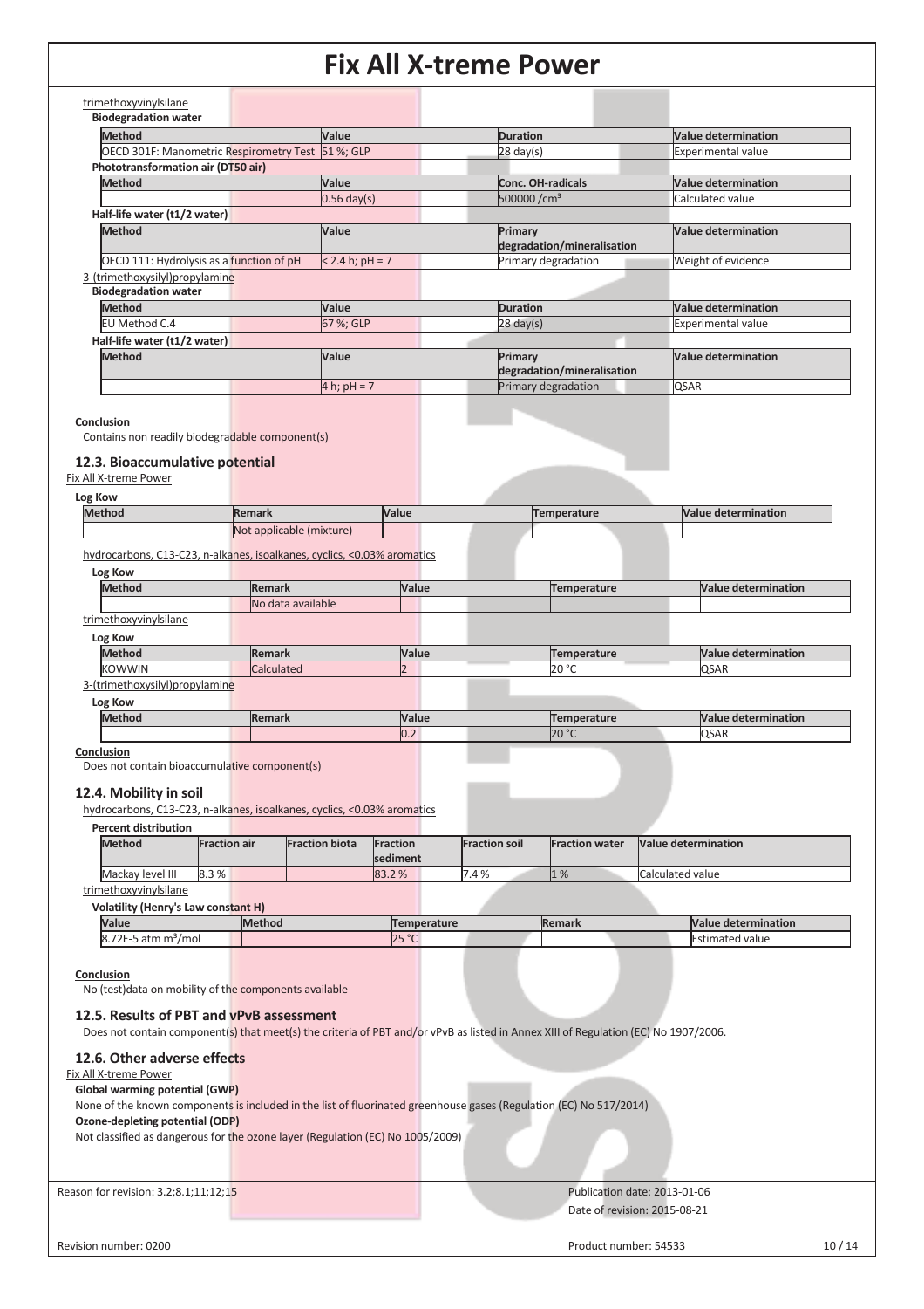trimethoxyvinylsilane

**Biodegradation water**

| Method | Value | Duration | Value determination |
|---|---|---|---|
| OECD 301F: Manometric Respirometry Test | 51 %; GLP | 28 day(s) | Experimental value |

**Phototransformation air (DT50 air)**

| Method | Value | Conc. OH-radicals | Value determination |
|---|---|---|---|
| | 0.56 day(s) | 500000 /cm³ | Calculated value |

**Half-life water (t1/2 water)**

| Method | Value | Primary degradation/mineralisation | Value determination |
|---|---|---|---|
| OECD 111: Hydrolysis as a function of pH | < 2.4 h; pH = 7 | Primary degradation | Weight of evidence |

3-(trimethoxysilyl)propylamine

**Biodegradation water**

| Method | Value | Duration | Value determination |
|---|---|---|---|
| EU Method C.4 | 67 %; GLP | 28 day(s) | Experimental value |

**Half-life water (t1/2 water)**

| Method | Value | Primary degradation/mineralisation | Value determination |
|---|---|---|---|
| | 4 h; pH = 7 | Primary degradation | QSAR |

**Conclusion**

Contains non readily biodegradable component(s)

### 12.3. Bioaccumulative potential

Fix All X-treme Power

**Log Kow**

| Method | Remark | Value | Temperature | Value determination |
|---|---|---|---|---|
| | Not applicable (mixture) | | | |

hydrocarbons, C13-C23, n-alkanes, isoalkanes, cyclics, <0.03% aromatics

**Log Kow**

| Method | Remark | Value | Temperature | Value determination |
|---|---|---|---|---|
| | No data available | | | |

trimethoxyvinylsilane

**Log Kow**

| Method | Remark | Value | Temperature | Value determination |
|---|---|---|---|---|
| KOWWIN | Calculated | 2 | 20 °C | QSAR |

3-(trimethoxysilyl)propylamine

**Log Kow**

| Method | Remark | Value | Temperature | Value determination |
|---|---|---|---|---|
| | | 0.2 | 20 °C | QSAR |

**Conclusion**

Does not contain bioaccumulative component(s)

### 12.4. Mobility in soil

hydrocarbons, C13-C23, n-alkanes, isoalkanes, cyclics, <0.03% aromatics

**Percent distribution**

| Method | Fraction air | Fraction biota | Fraction sediment | Fraction soil | Fraction water | Value determination |
|---|---|---|---|---|---|---|
| Mackay level III | 8.3 % | | 83.2 % | 7.4 % | 1 % | Calculated value |

trimethoxyvinylsilane

**Volatility (Henry's Law constant H)**

| Value | Method | Temperature | Remark | Value determination |
|---|---|---|---|---|
| 8.72E-5 atm m³/mol | | 25 °C | | Estimated value |

**Conclusion**

No (test)data on mobility of the components available

### 12.5. Results of PBT and vPvB assessment

Does not contain component(s) that meet(s) the criteria of PBT and/or vPvB as listed in Annex XIII of Regulation (EC) No 1907/2006.

### 12.6. Other adverse effects

Fix All X-treme Power

**Global warming potential (GWP)**

None of the known components is included in the list of fluorinated greenhouse gases (Regulation (EC) No 517/2014)

**Ozone-depleting potential (ODP)**

Not classified as dangerous for the ozone layer (Regulation (EC) No 1005/2009)

Reason for revision: 3.2;8.1;11;12;15

Publication date: 2013-01-06

Date of revision: 2015-08-21

Revision number: 0200

Product number: 54533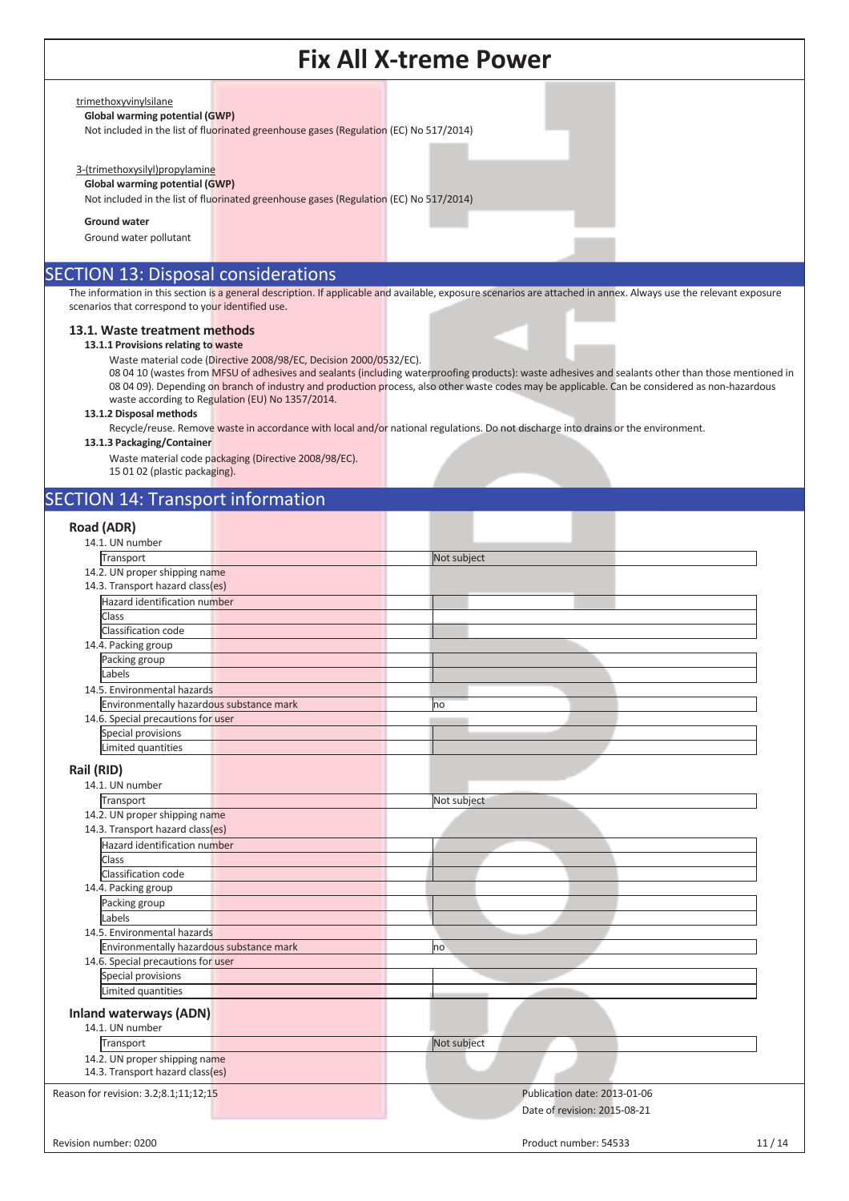trimethoxyvinylsilane

**Global warming potential (GWP)**

Not included in the list of fluorinated greenhouse gases (Regulation (EC) No 517/2014)

3-(trimethoxysilyl)propylamine

**Global warming potential (GWP)**

Not included in the list of fluorinated greenhouse gases (Regulation (EC) No 517/2014)

**Ground water**

Ground water pollutant

## SECTION 13: Disposal considerations

The information in this section is a general description. If applicable and available, exposure scenarios are attached in annex. Always use the relevant exposure scenarios that correspond to your identified use.

### 13.1. Waste treatment methods

**13.1.1 Provisions relating to waste**

Waste material code (Directive 2008/98/EC, Decision 2000/0532/EC).
08 04 10 (wastes from MFSU of adhesives and sealants (including waterproofing products): waste adhesives and sealants other than those mentioned in 08 04 09). Depending on branch of industry and production process, also other waste codes may be applicable. Can be considered as non-hazardous waste according to Regulation (EU) No 1357/2014.

**13.1.2 Disposal methods**

Recycle/reuse. Remove waste in accordance with local and/or national regulations. Do not discharge into drains or the environment.

**13.1.3 Packaging/Container**

Waste material code packaging (Directive 2008/98/EC).
15 01 02 (plastic packaging).

## SECTION 14: Transport information

### Road (ADR)

| 14.1. UN number | |
|---|---|
| Transport | Not subject |
| 14.2. UN proper shipping name | |
| 14.3. Transport hazard class(es) | |
| Hazard identification number | |
| Class | |
| Classification code | |
| 14.4. Packing group | |
| Packing group | |
| Labels | |
| 14.5. Environmental hazards | |
| Environmentally hazardous substance mark | no |
| 14.6. Special precautions for user | |
| Special provisions | |
| Limited quantities | |

### Rail (RID)

| 14.1. UN number | |
|---|---|
| Transport | Not subject |
| 14.2. UN proper shipping name | |
| 14.3. Transport hazard class(es) | |
| Hazard identification number | |
| Class | |
| Classification code | |
| 14.4. Packing group | |
| Packing group | |
| Labels | |
| 14.5. Environmental hazards | |
| Environmentally hazardous substance mark | no |
| 14.6. Special precautions for user | |
| Special provisions | |
| Limited quantities | |

### Inland waterways (ADN)

| 14.1. UN number | |
|---|---|
| Transport | Not subject |
| 14.2. UN proper shipping name | |
| 14.3. Transport hazard class(es) | |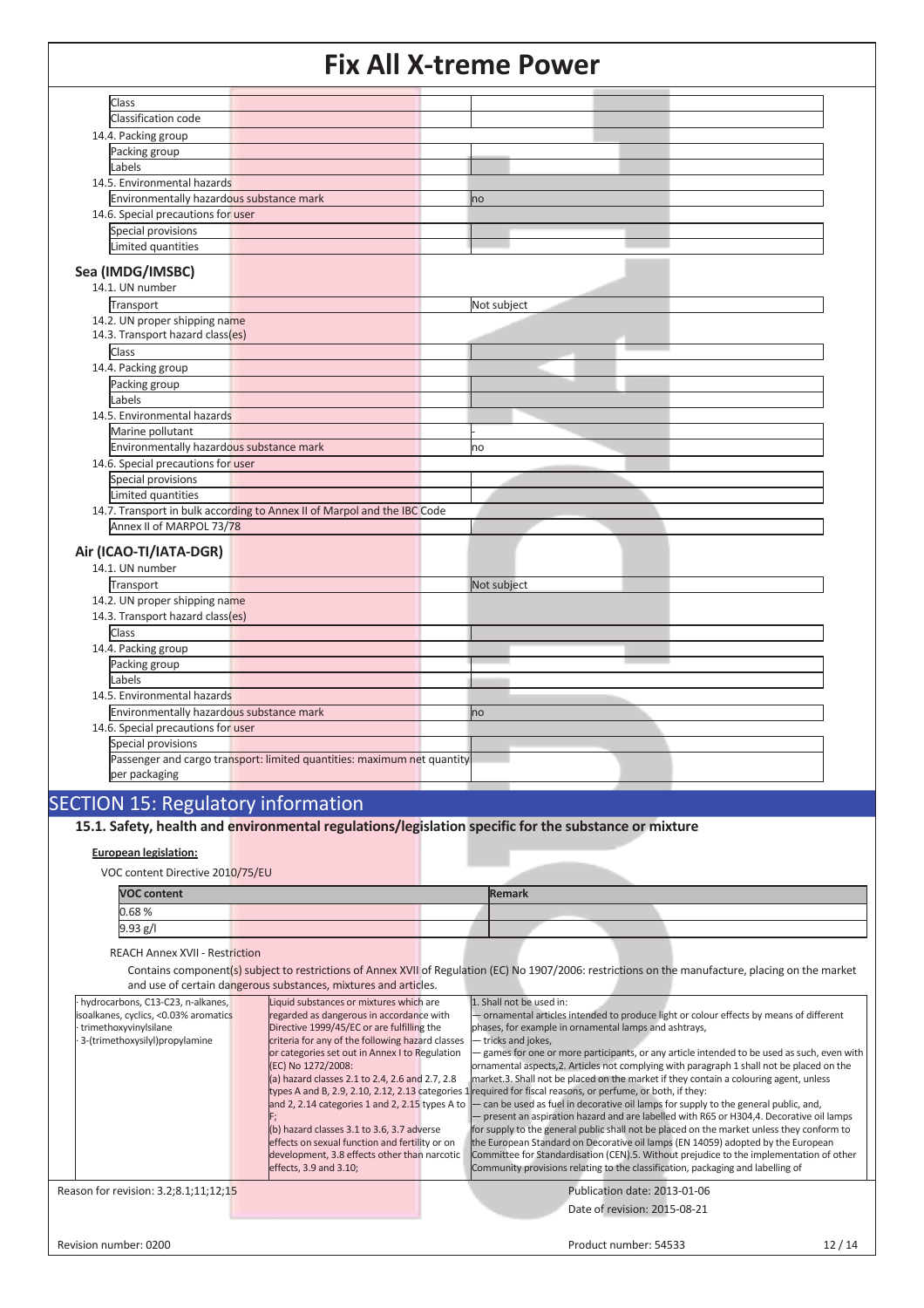| | |
|---|---|
| Class | |
| Classification code | |

14.4. Packing group

| | |
|---|---|
| Packing group | |
| Labels | |

14.5. Environmental hazards

| | |
|---|---|
| Environmentally hazardous substance mark | no |

14.6. Special precautions for user

| | |
|---|---|
| Special provisions | |
| Limited quantities | |

### Sea (IMDG/IMSBC)

14.1. UN number

| | |
|---|---|
| Transport | Not subject |

14.2. UN proper shipping name

14.3. Transport hazard class(es)

| | |
|---|---|
| Class | |

14.4. Packing group

| | |
|---|---|
| Packing group | |
| Labels | |

14.5. Environmental hazards

| | |
|---|---|
| Marine pollutant | - |
| Environmentally hazardous substance mark | no |

14.6. Special precautions for user

| | |
|---|---|
| Special provisions | |
| Limited quantities | |

14.7. Transport in bulk according to Annex II of Marpol and the IBC Code

| | |
|---|---|
| Annex II of MARPOL 73/78 | |

### Air (ICAO-TI/IATA-DGR)

14.1. UN number

| | |
|---|---|
| Transport | Not subject |

14.2. UN proper shipping name

14.3. Transport hazard class(es)

| | |
|---|---|
| Class | |

14.4. Packing group

| | |
|---|---|
| Packing group | |
| Labels | |

14.5. Environmental hazards

| | |
|---|---|
| Environmentally hazardous substance mark | no |

14.6. Special precautions for user

| | |
|---|---|
| Special provisions | |
| Passenger and cargo transport: limited quantities: maximum net quantity per packaging | |

## SECTION 15: Regulatory information

### 15.1. Safety, health and environmental regulations/legislation specific for the substance or mixture

**European legislation:**

VOC content Directive 2010/75/EU

| VOC content | Remark |
|---|---|
| 0.68 % | |
| 9.93 g/l | |

REACH Annex XVII - Restriction

Contains component(s) subject to restrictions of Annex XVII of Regulation (EC) No 1907/2006: restrictions on the manufacture, placing on the market and use of certain dangerous substances, mixtures and articles.

| | | |
|---|---|---|
| · hydrocarbons, C13-C23, n-alkanes, isoalkanes, cyclics, <0.03% aromatics<br>· trimethoxyvinylsilane<br>· 3-(trimethoxysilyl)propylamine | Liquid substances or mixtures which are regarded as dangerous in accordance with Directive 1999/45/EC or are fulfilling the criteria for any of the following hazard classes or categories set out in Annex I to Regulation (EC) No 1272/2008:<br>(a) hazard classes 2.1 to 2.4, 2.6 and 2.7, 2.8 types A and B, 2.9, 2.10, 2.12, 2.13 categories 1 and 2, 2.14 categories 1 and 2, 2.15 types A to F;<br>(b) hazard classes 3.1 to 3.6, 3.7 adverse effects on sexual function and fertility or on development, 3.8 effects other than narcotic effects, 3.9 and 3.10; | 1. Shall not be used in:<br>— ornamental articles intended to produce light or colour effects by means of different phases, for example in ornamental lamps and ashtrays,<br>— tricks and jokes,<br>— games for one or more participants, or any article intended to be used as such, even with ornamental aspects,2. Articles not complying with paragraph 1 shall not be placed on the market.3. Shall not be placed on the market if they contain a colouring agent, unless required for fiscal reasons, or perfume, or both, if they:<br>— can be used as fuel in decorative oil lamps for supply to the general public, and,<br>— present an aspiration hazard and are labelled with R65 or H304,4. Decorative oil lamps for supply to the general public shall not be placed on the market unless they conform to the European Standard on Decorative oil lamps (EN 14059) adopted by the European Committee for Standardisation (CEN).5. Without prejudice to the implementation of other Community provisions relating to the classification, packaging and labelling of |

Reason for revision: 3.2;8.1;11;12;15

Publication date: 2013-01-06

Date of revision: 2015-08-21

Revision number: 0200

Product number: 54533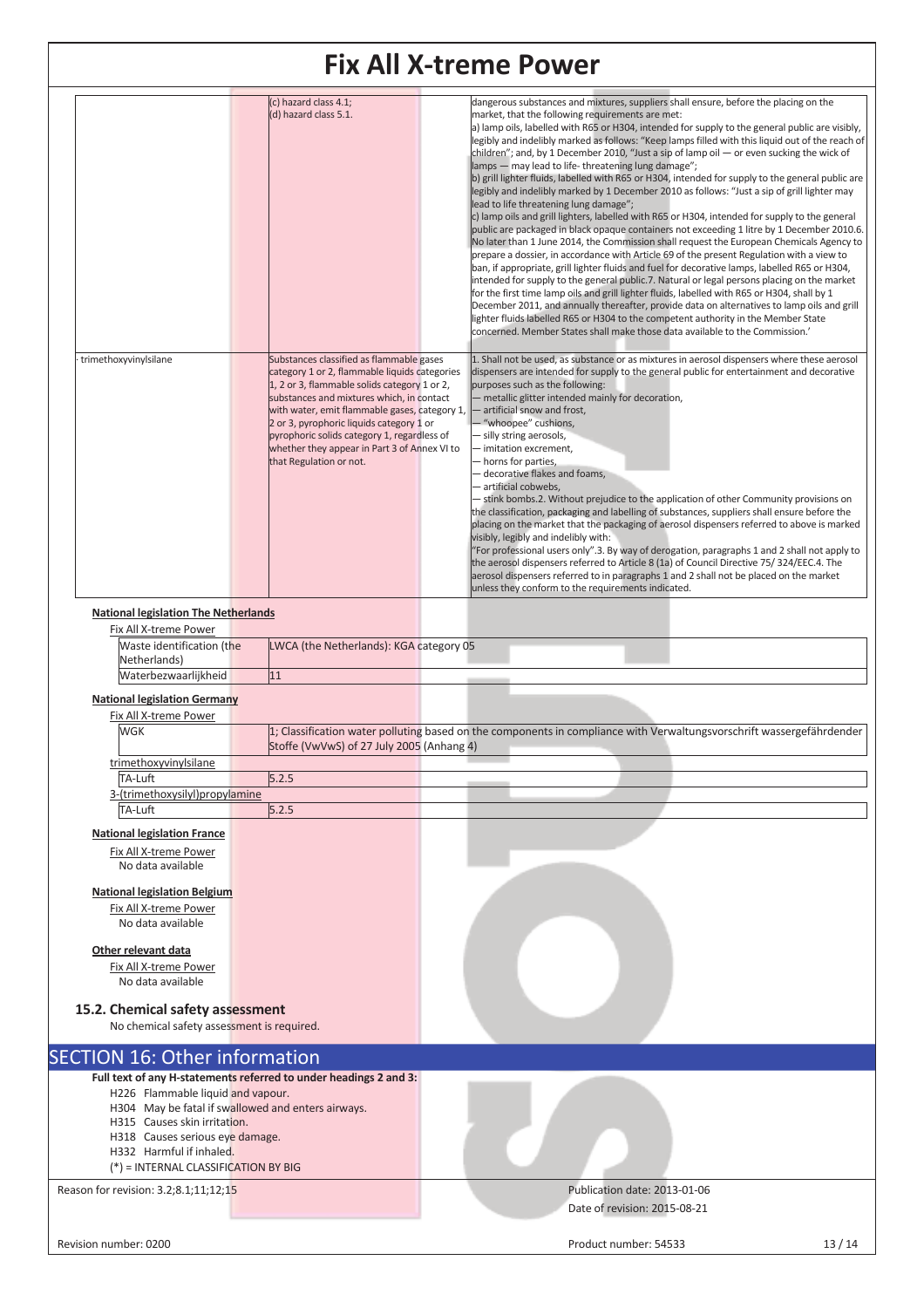| | | |
|---|---|---|
| | (c) hazard class 4.1;<br>(d) hazard class 5.1. | dangerous substances and mixtures, suppliers shall ensure, before the placing on the market, that the following requirements are met:<br>a) lamp oils, labelled with R65 or H304, intended for supply to the general public are visibly, legibly and indelibly marked as follows: "Keep lamps filled with this liquid out of the reach of children"; and, by 1 December 2010, "Just a sip of lamp oil — or even sucking the wick of lamps — may lead to life- threatening lung damage";<br>b) grill lighter fluids, labelled with R65 or H304, intended for supply to the general public are legibly and indelibly marked by 1 December 2010 as follows: "Just a sip of grill lighter may lead to life threatening lung damage";<br>c) lamp oils and grill lighters, labelled with R65 or H304, intended for supply to the general public are packaged in black opaque containers not exceeding 1 litre by 1 December 2010.6. No later than 1 June 2014, the Commission shall request the European Chemicals Agency to prepare a dossier, in accordance with Article 69 of the present Regulation with a view to ban, if appropriate, grill lighter fluids and fuel for decorative lamps, labelled R65 or H304, intended for supply to the general public.7. Natural or legal persons placing on the market for the first time lamp oils and grill lighter fluids, labelled with R65 or H304, shall by 1 December 2011, and annually thereafter, provide data on alternatives to lamp oils and grill lighter fluids labelled R65 or H304 to the competent authority in the Member State concerned. Member States shall make those data available to the Commission.' |
| · trimethoxyvinylsilane | Substances classified as flammable gases category 1 or 2, flammable liquids categories 1, 2 or 3, flammable solids category 1 or 2, substances and mixtures which, in contact with water, emit flammable gases, category 1, 2 or 3, pyrophoric liquids category 1 or pyrophoric solids category 1, regardless of whether they appear in Part 3 of Annex VI to that Regulation or not. | 1. Shall not be used, as substance or as mixtures in aerosol dispensers where these aerosol dispensers are intended for supply to the general public for entertainment and decorative purposes such as the following:<br>— metallic glitter intended mainly for decoration,<br>— artificial snow and frost,<br>— "whoopee" cushions,<br>— silly string aerosols,<br>— imitation excrement,<br>— horns for parties,<br>— decorative flakes and foams,<br>— artificial cobwebs,<br>— stink bombs.2. Without prejudice to the application of other Community provisions on the classification, packaging and labelling of substances, suppliers shall ensure before the placing on the market that the packaging of aerosol dispensers referred to above is marked visibly, legibly and indelibly with:<br>"For professional users only".3. By way of derogation, paragraphs 1 and 2 shall not apply to the aerosol dispensers referred to Article 8 (1a) of Council Directive 75/ 324/EEC.4. The aerosol dispensers referred to in paragraphs 1 and 2 shall not be placed on the market unless they conform to the requirements indicated. |

**National legislation The Netherlands**

Fix All X-treme Power

| | |
|---|---|
| Waste identification (the Netherlands) | LWCA (the Netherlands): KGA category 05 |
| Waterbezwaarlijkheid | 11 |

**National legislation Germany**

Fix All X-treme Power

| | |
|---|---|
| WGK | 1; Classification water polluting based on the components in compliance with Verwaltungsvorschrift wassergefährdender Stoffe (VwVwS) of 27 July 2005 (Anhang 4) |

trimethoxyvinylsilane

| | |
|---|---|
| TA-Luft | 5.2.5 |

3-(trimethoxysilyl)propylamine

| | |
|---|---|
| TA-Luft | 5.2.5 |

**National legislation France**

Fix All X-treme Power

No data available

**National legislation Belgium**

Fix All X-treme Power

No data available

**Other relevant data**

Fix All X-treme Power

No data available

### 15.2. Chemical safety assessment

No chemical safety assessment is required.

## SECTION 16: Other information

**Full text of any H-statements referred to under headings 2 and 3:**

H226 Flammable liquid and vapour.
H304 May be fatal if swallowed and enters airways.
H315 Causes skin irritation.
H318 Causes serious eye damage.
H332 Harmful if inhaled.
(*) = INTERNAL CLASSIFICATION BY BIG

Reason for revision: 3.2;8.1;11;12;15

Publication date: 2013-01-06
Date of revision: 2015-08-21

Revision number: 0200

Product number: 54533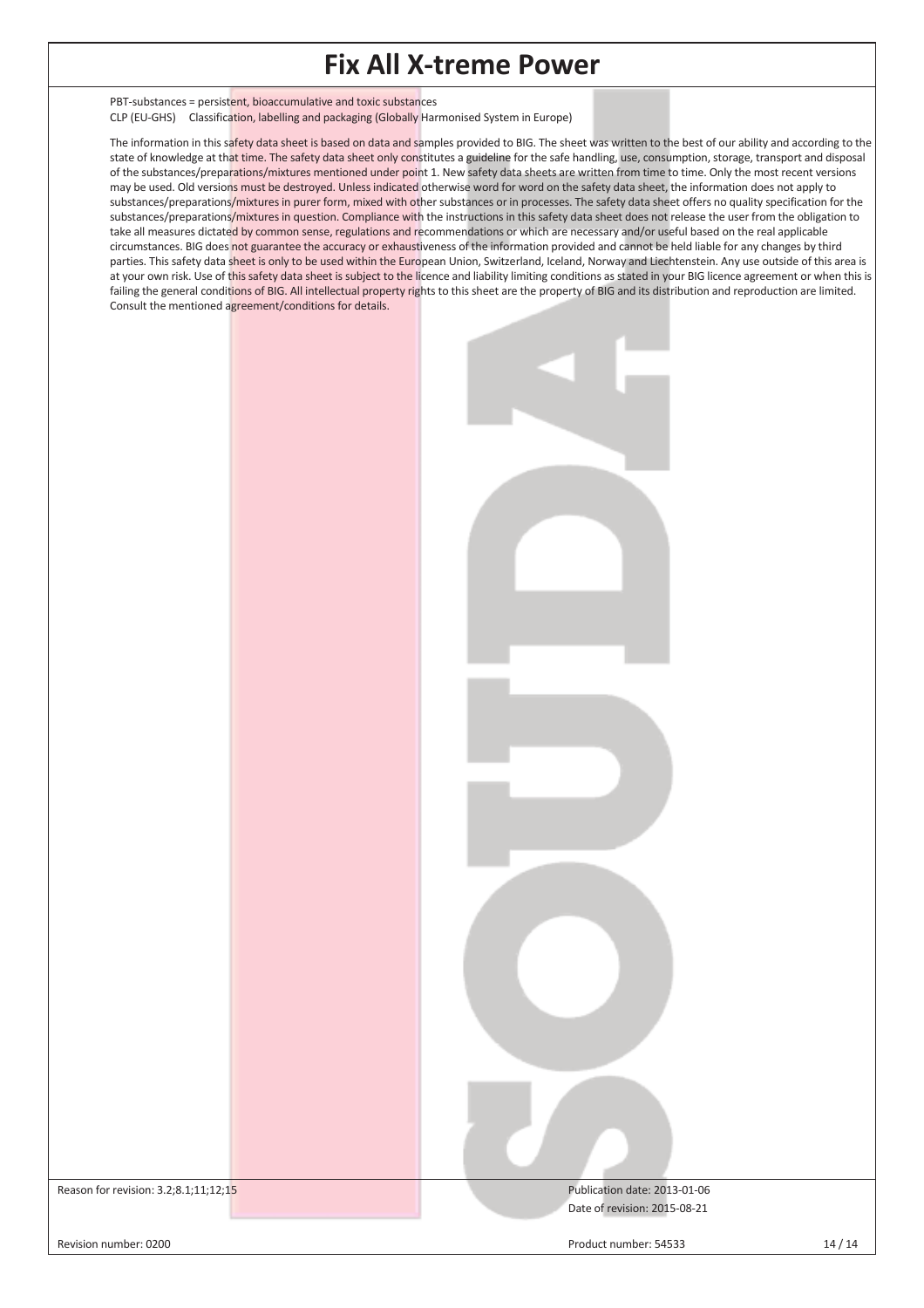PBT-substances = persistent, bioaccumulative and toxic substances
CLP (EU-GHS) Classification, labelling and packaging (Globally Harmonised System in Europe)

The information in this safety data sheet is based on data and samples provided to BIG. The sheet was written to the best of our ability and according to the state of knowledge at that time. The safety data sheet only constitutes a guideline for the safe handling, use, consumption, storage, transport and disposal of the substances/preparations/mixtures mentioned under point 1. New safety data sheets are written from time to time. Only the most recent versions may be used. Old versions must be destroyed. Unless indicated otherwise word for word on the safety data sheet, the information does not apply to substances/preparations/mixtures in purer form, mixed with other substances or in processes. The safety data sheet offers no quality specification for the substances/preparations/mixtures in question. Compliance with the instructions in this safety data sheet does not release the user from the obligation to take all measures dictated by common sense, regulations and recommendations or which are necessary and/or useful based on the real applicable circumstances. BIG does not guarantee the accuracy or exhaustiveness of the information provided and cannot be held liable for any changes by third parties. This safety data sheet is only to be used within the European Union, Switzerland, Iceland, Norway and Liechtenstein. Any use outside of this area is at your own risk. Use of this safety data sheet is subject to the licence and liability limiting conditions as stated in your BIG licence agreement or when this is failing the general conditions of BIG. All intellectual property rights to this sheet are the property of BIG and its distribution and reproduction are limited. Consult the mentioned agreement/conditions for details.

Reason for revision: 3.2;8.1;11;12;15

Publication date: 2013-01-06
Date of revision: 2015-08-21

Revision number: 0200

Product number: 54533